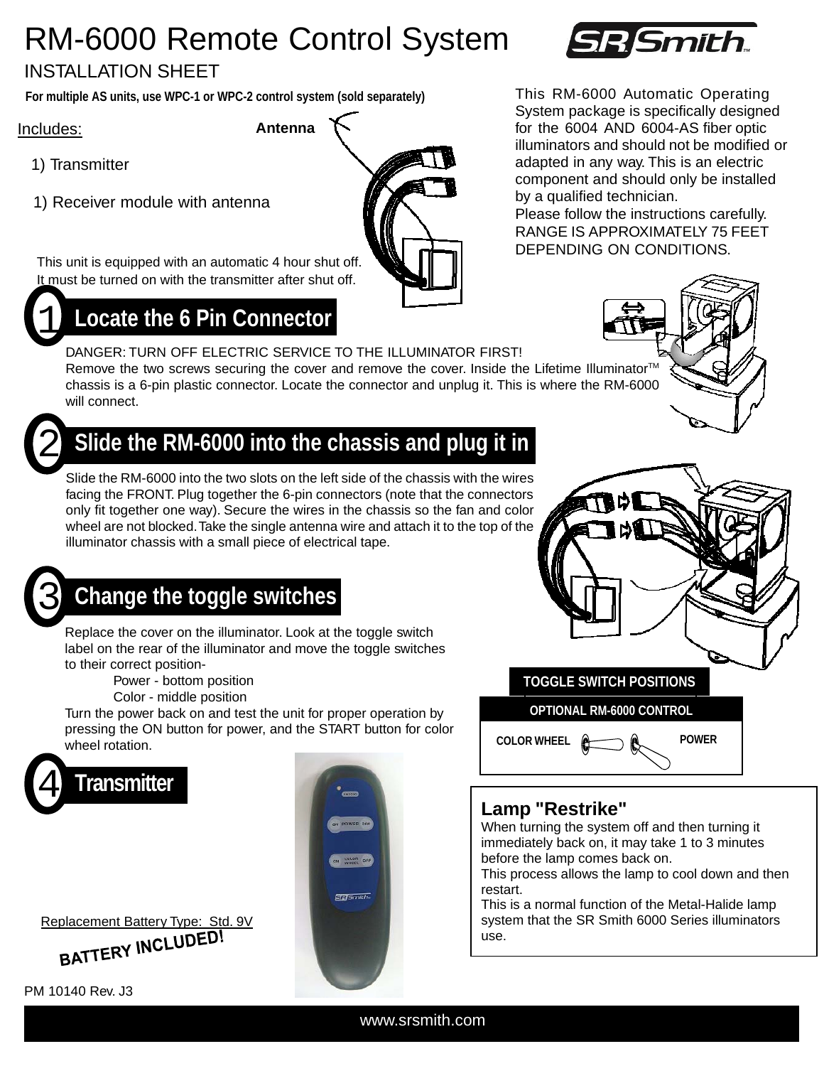# RM-6000 Remote Control System

SR Smith

INSTALLATION SHEET

**For multiple AS units, use WPC-1 or WPC-2 control system (sold separately)**

This RM-6000 Automatic Operating System package is specifically designed for the 6004 AND 6004-AS fiber optic illuminators and should not be modified or adapted in any way. This is an electric component and should only be installed by a qualified technician.
Please follow the instructions carefully.
RANGE IS APPROXIMATELY 75 FEET DEPENDING ON CONDITIONS.

Includes:

1) Transmitter

1) Receiver module with antenna

**Antenna**

This unit is equipped with an automatic 4 hour shut off. It must be turned on with the transmitter after shut off.

## 1 Locate the 6 Pin Connector

DANGER: TURN OFF ELECTRIC SERVICE TO THE ILLUMINATOR FIRST!
Remove the two screws securing the cover and remove the cover. Inside the Lifetime Illuminator™ chassis is a 6-pin plastic connector. Locate the connector and unplug it. This is where the RM-6000 will connect.

## 2 Slide the RM-6000 into the chassis and plug it in

Slide the RM-6000 into the two slots on the left side of the chassis with the wires facing the FRONT. Plug together the 6-pin connectors (note that the connectors only fit together one way). Secure the wires in the chassis so the fan and color wheel are not blocked. Take the single antenna wire and attach it to the top of the illuminator chassis with a small piece of electrical tape.

## 3 Change the toggle switches

Replace the cover on the illuminator. Look at the toggle switch label on the rear of the illuminator and move the toggle switches to their correct position-

Power - bottom position
Color - middle position

Turn the power back on and test the unit for proper operation by pressing the ON button for power, and the START button for color wheel rotation.

**TOGGLE SWITCH POSITIONS**

**OPTIONAL RM-6000 CONTROL**

**COLOR WHEEL** **POWER**

## 4 Transmitter

Replacement Battery Type: Std. 9V

**BATTERY INCLUDED!**

### Lamp "Restrike"

When turning the system off and then turning it immediately back on, it may take 1 to 3 minutes before the lamp comes back on.
This process allows the lamp to cool down and then restart.
This is a normal function of the Metal-Halide lamp system that the SR Smith 6000 Series illuminators use.

PM 10140 Rev. J3

www.srsmith.com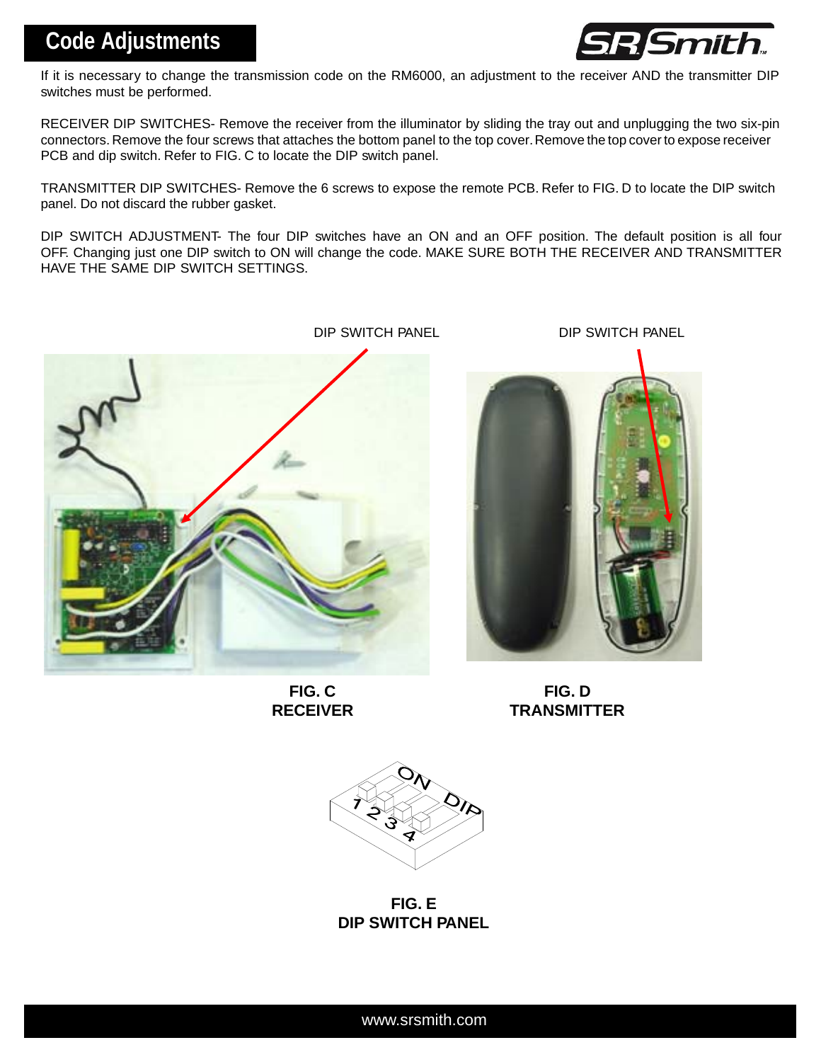# Code Adjustments

If it is necessary to change the transmission code on the RM6000, an adjustment to the receiver AND the transmitter DIP switches must be performed.

RECEIVER DIP SWITCHES- Remove the receiver from the illuminator by sliding the tray out and unplugging the two six-pin connectors. Remove the four screws that attaches the bottom panel to the top cover. Remove the top cover to expose receiver PCB and dip switch. Refer to FIG. C to locate the DIP switch panel.

TRANSMITTER DIP SWITCHES- Remove the 6 screws to expose the remote PCB. Refer to FIG. D to locate the DIP switch panel. Do not discard the rubber gasket.

DIP SWITCH ADJUSTMENT- The four DIP switches have an ON and an OFF position. The default position is all four OFF. Changing just one DIP switch to ON will change the code. MAKE SURE BOTH THE RECEIVER AND TRANSMITTER HAVE THE SAME DIP SWITCH SETTINGS.

DIP SWITCH PANEL

DIP SWITCH PANEL

**FIG. C**
**RECEIVER**

**FIG. D**
**TRANSMITTER**

ON DIP
1 2 3 4

**FIG. E**
**DIP SWITCH PANEL**